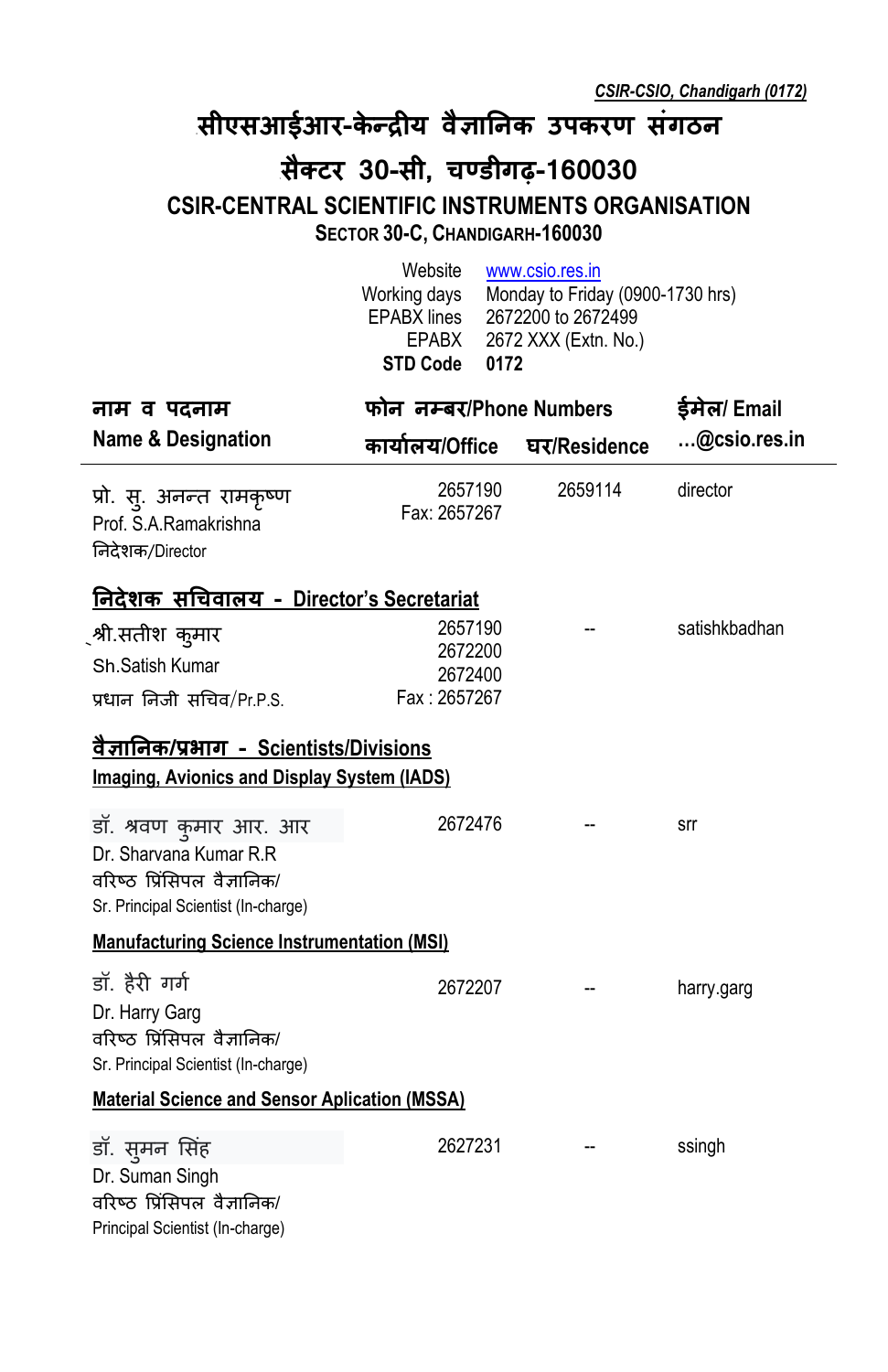*CSIR-CSIO, Chandigarh (0172)*

# सीएसआईआर-केन्द्रीय वैज्ञानिक उपकरण संगठन

## सैक्टर 30-सी, चण्डीगढ़-160030

## CSIR-CENTRAL SCIENTIFIC INSTRUMENTS ORGANISATION

### SECTOR 30-C, CHANDIGARH-160030

| | |
|---|---|
| Website | www.csio.res.in |
| Working days | Monday to Friday (0900-1730 hrs) |
| EPABX lines | 2672200 to 2672499 |
| EPABX | 2672 XXX (Extn. No.) |
| **STD Code** | **0172** |

| नाम व पदनाम<br>Name & Designation | फोन नम्बर/Phone Numbers<br>कार्यालय/Office | <br>घर/Residence | ईमेल/ Email<br>...@csio.res.in |
|---|---|---|---|
| प्रो. सु. अनन्त रामकृष्ण<br>Prof. S.A.Ramakrishna<br>निदेशक/Director | 2657190<br>Fax: 2657267 | 2659114 | director |
| **निदेशक सचिवालय - Director's Secretariat** | | | |
| श्री.सतीश कुमार<br>Sh.Satish Kumar<br>प्रधान निजी सचिव/Pr.P.S. | 2657190<br>2672200<br>2672400<br>Fax : 2657267 | -- | satishkbadhan |
| **वैज्ञानिक/प्रभाग - Scientists/Divisions** | | | |
| **Imaging, Avionics and Display System (IADS)** | | | |
| डॉ. श्रवण कुमार आर. आर<br>Dr. Sharvana Kumar R.R<br>वरिष्ठ प्रिंसिपल वैज्ञानिक/<br>Sr. Principal Scientist (In-charge) | 2672476 | -- | srr |
| **Manufacturing Science Instrumentation (MSI)** | | | |
| डॉ. हैरी गर्ग<br>Dr. Harry Garg<br>वरिष्ठ प्रिंसिपल वैज्ञानिक/<br>Sr. Principal Scientist (In-charge) | 2672207 | -- | harry.garg |
| **Material Science and Sensor Aplication (MSSA)** | | | |
| डॉ. सुमन सिंह<br>Dr. Suman Singh<br>वरिष्ठ प्रिंसिपल वैज्ञानिक/<br>Principal Scientist (In-charge) | 2627231 | -- | ssingh |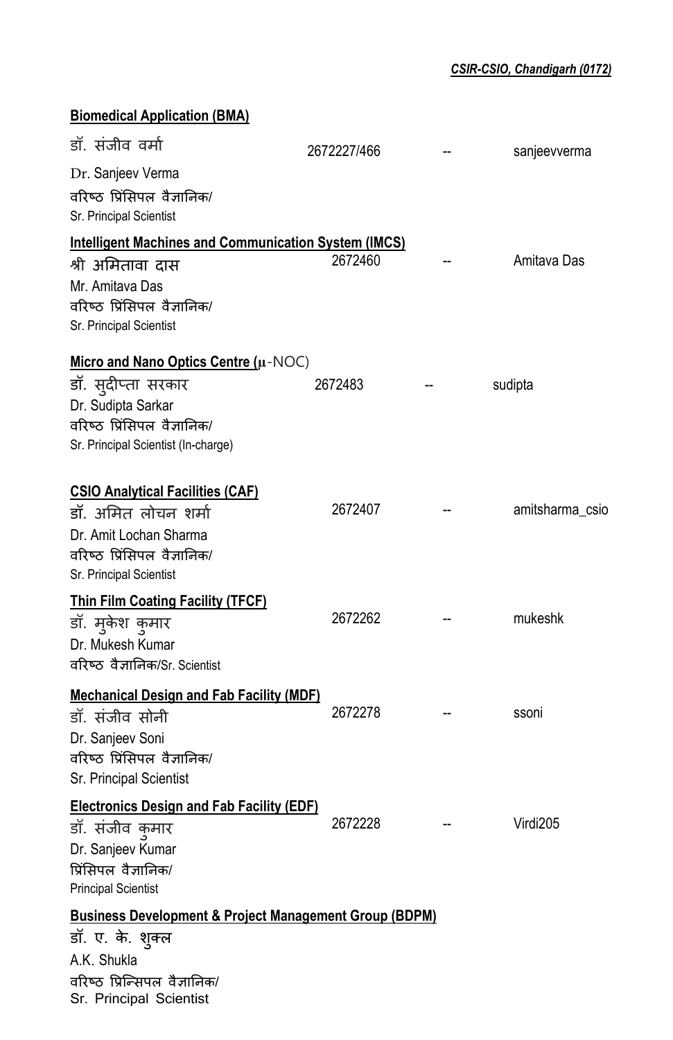### Biomedical Application (BMA)

| | | | |
|---|---|---|---|
| डॉ. संजीव वर्मा<br>Dr. Sanjeev Verma<br>वरिष्ठ प्रिंसिपल वैज्ञानिक/<br>Sr. Principal Scientist | 2672227/466 | -- | sanjeevverma |

### Intelligent Machines and Communication System (IMCS)

| | | | |
|---|---|---|---|
| श्री अमितावा दास<br>Mr. Amitava Das<br>वरिष्ठ प्रिंसिपल वैज्ञानिक/<br>Sr. Principal Scientist | 2672460 | -- | Amitava Das |

### Micro and Nano Optics Centre (μ-NOC)

| | | | |
|---|---|---|---|
| डॉ. सुदीप्ता सरकार<br>Dr. Sudipta Sarkar<br>वरिष्ठ प्रिंसिपल वैज्ञानिक/<br>Sr. Principal Scientist (In-charge) | 2672483 | -- | sudipta |

### CSIO Analytical Facilities (CAF)

| | | | |
|---|---|---|---|
| डॉ. अमित लोचन शर्मा<br>Dr. Amit Lochan Sharma<br>वरिष्ठ प्रिंसिपल वैज्ञानिक/<br>Sr. Principal Scientist | 2672407 | -- | amitsharma_csio |

### Thin Film Coating Facility (TFCF)

| | | | |
|---|---|---|---|
| डॉ. मुकेश कुमार<br>Dr. Mukesh Kumar<br>वरिष्ठ वैज्ञानिक/Sr. Scientist | 2672262 | -- | mukeshk |

### Mechanical Design and Fab Facility (MDF)

| | | | |
|---|---|---|---|
| डॉ. संजीव सोनी<br>Dr. Sanjeev Soni<br>वरिष्ठ प्रिंसिपल वैज्ञानिक/<br>Sr. Principal Scientist | 2672278 | -- | ssoni |

### Electronics Design and Fab Facility (EDF)

| | | | |
|---|---|---|---|
| डॉ. संजीव कुमार<br>Dr. Sanjeev Kumar<br>प्रिंसिपल वैज्ञानिक/<br>Principal Scientist | 2672228 | -- | Virdi205 |

### Business Development & Project Management Group (BDPM)

डॉ. ए. के. शुक्ल
A.K. Shukla
वरिष्ठ प्रिन्सिपल वैज्ञानिक/
Sr. Principal Scientist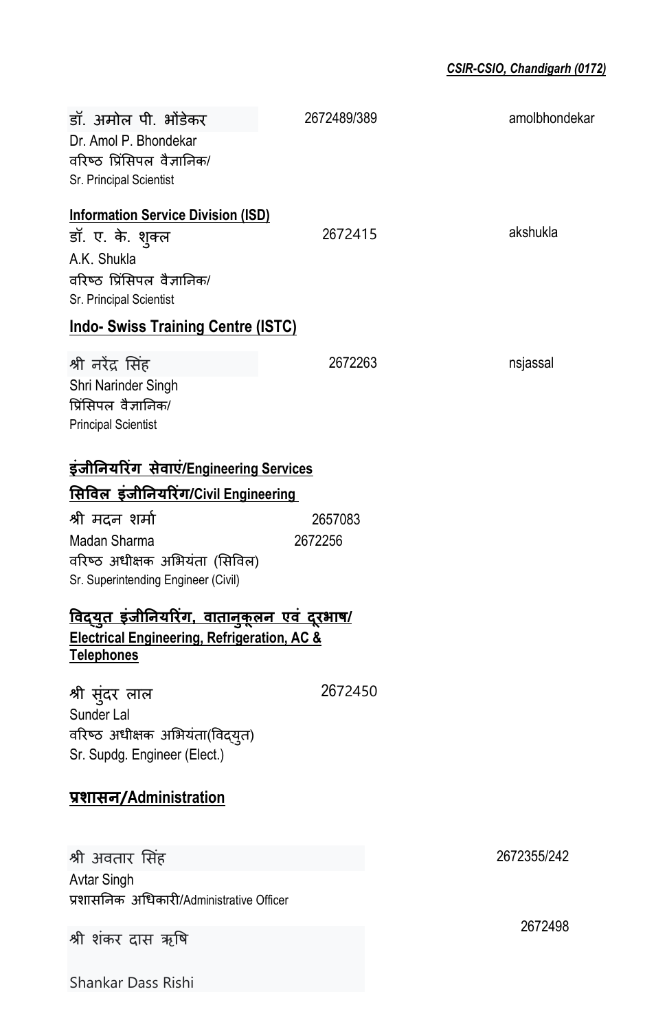| Name / Designation | Phone | Email |
|---|---|---|
| डॉ. अमोल पी. भोंडेकर<br>Dr. Amol P. Bhondekar<br>वरिष्ठ प्रिंसिपल वैज्ञानिक/<br>Sr. Principal Scientist | 2672489/389 | amolbhondekar |

**Information Service Division (ISD)**

| Name / Designation | Phone | Email |
|---|---|---|
| डॉ. ए. के. शुक्ल<br>A.K. Shukla<br>वरिष्ठ प्रिंसिपल वैज्ञानिक/<br>Sr. Principal Scientist | 2672415 | akshukla |

**Indo- Swiss Training Centre (ISTC)**

| Name / Designation | Phone | Email |
|---|---|---|
| श्री नरेंद्र सिंह<br>Shri Narinder Singh<br>प्रिंसिपल वैज्ञानिक/<br>Principal Scientist | 2672263 | nsjassal |

**इंजीनियरिंग सेवाएं/Engineering Services**

**सिविल इंजीनियरिंग/Civil Engineering**

| Name / Designation | Phone |
|---|---|
| श्री मदन शर्मा<br>Madan Sharma<br>वरिष्ठ अधीक्षक अभियंता (सिविल)<br>Sr. Superintending Engineer (Civil) | 2657083<br>2672256 |

**विद्युत इंजीनियरिंग, वातानुकूलन एवं दूरभाष/ Electrical Engineering, Refrigeration, AC & Telephones**

| Name / Designation | Phone |
|---|---|
| श्री सुंदर लाल<br>Sunder Lal<br>वरिष्ठ अधीक्षक अभियंता(विद्युत)<br>Sr. Supdg. Engineer (Elect.) | 2672450 |

**प्रशासन/Administration**

| Name / Designation | Phone |
|---|---|
| श्री अवतार सिंह<br>Avtar Singh<br>प्रशासनिक अधिकारी/Administrative Officer | 2672355/242 |
| श्री शंकर दास ऋषि<br>Shankar Dass Rishi | 2672498 |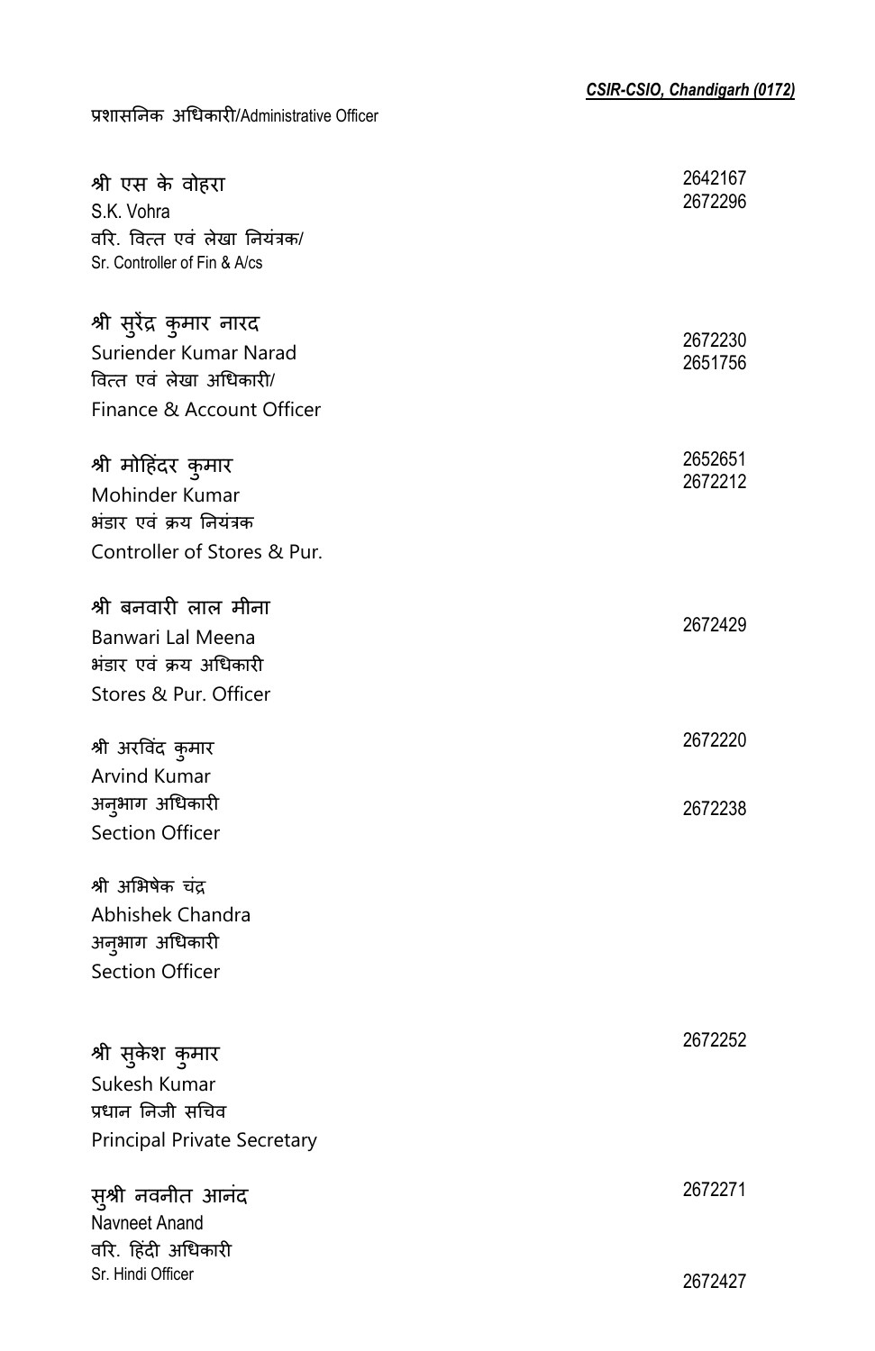## प्रशासनिक अधिकारी/Administrative Officer

| Name / Designation | Phone |
|---|---|
| श्री एस के वोहरा<br>S.K. Vohra<br>वरि. वित्त एवं लेखा नियंत्रक/<br>Sr. Controller of Fin & A/cs | 2642167<br>2672296 |
| श्री सुरेंद्र कुमार नारद<br>Suriender Kumar Narad<br>वित्त एवं लेखा अधिकारी/<br>Finance & Account Officer | 2672230<br>2651756 |
| श्री मोहिंदर कुमार<br>Mohinder Kumar<br>भंडार एवं क्रय नियंत्रक<br>Controller of Stores & Pur. | 2652651<br>2672212 |
| श्री बनवारी लाल मीना<br>Banwari Lal Meena<br>भंडार एवं क्रय अधिकारी<br>Stores & Pur. Officer | 2672429 |
| श्री अरविंद कुमार<br>Arvind Kumar<br>अनुभाग अधिकारी<br>Section Officer | 2672220<br>2672238 |
| श्री अभिषेक चंद्र<br>Abhishek Chandra<br>अनुभाग अधिकारी<br>Section Officer | |
| श्री सुकेश कुमार<br>Sukesh Kumar<br>प्रधान निजी सचिव<br>Principal Private Secretary | 2672252 |
| सुश्री नवनीत आनंद<br>Navneet Anand<br>वरि. हिंदी अधिकारी<br>Sr. Hindi Officer | 2672271<br>2672427 |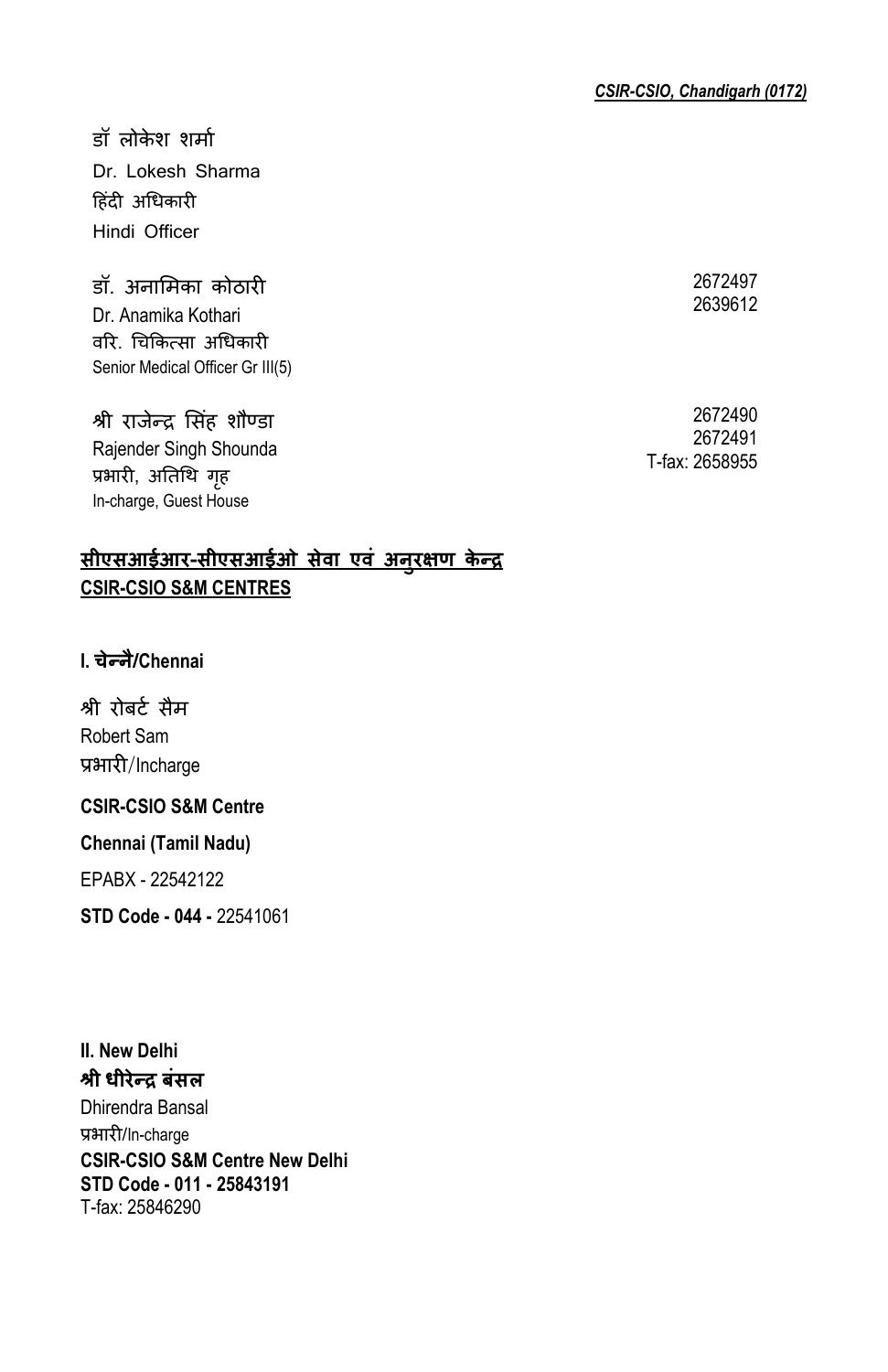डॉ लोकेश शर्मा
Dr. Lokesh Sharma
हिंदी अधिकारी
Hindi Officer

| | |
|---|---|
| डॉ. अनामिका कोठारी<br>Dr. Anamika Kothari<br>वरि. चिकित्सा अधिकारी<br>Senior Medical Officer Gr III(5) | 2672497<br>2639612 |
| श्री राजेन्द्र सिंह शौण्डा<br>Rajender Singh Shounda<br>प्रभारी, अतिथि गृह<br>In-charge, Guest House | 2672490<br>2672491<br>T-fax: 2658955 |

## सीएसआईआर-सीएसआईओ सेवा एवं अनुरक्षण केन्द्र
## CSIR-CSIO S&M CENTRES

### I. चेन्नै/Chennai

श्री रोबर्ट सैम
Robert Sam
प्रभारी/Incharge

**CSIR-CSIO S&M Centre**

**Chennai (Tamil Nadu)**

EPABX - 22542122

**STD Code - 044 -** 22541061

### II. New Delhi

**श्री धीरेन्द्र बंसल**
Dhirendra Bansal
प्रभारी/In-charge
**CSIR-CSIO S&M Centre New Delhi**
**STD Code - 011 - 25843191**
T-fax: 25846290